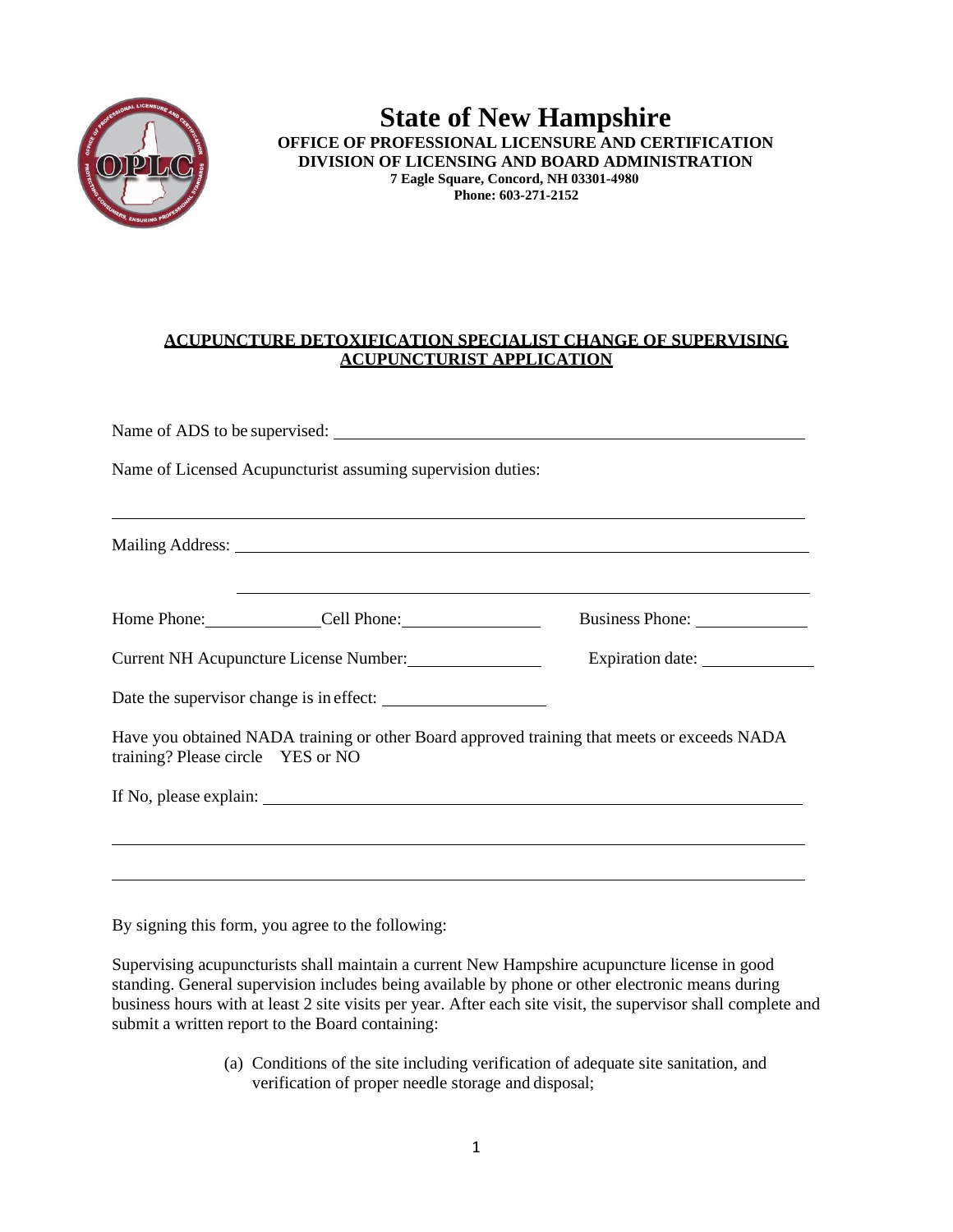# State of New Hampshire

**OFFICE OF PROFESSIONAL LICENSURE AND CERTIFICATION**
**DIVISION OF LICENSING AND BOARD ADMINISTRATION**
**7 Eagle Square, Concord, NH 03301-4980**
**Phone: 603-271-2152**

## ACUPUNCTURE DETOXIFICATION SPECIALIST CHANGE OF SUPERVISING ACUPUNCTURIST APPLICATION

Name of ADS to be supervised: ______________________________________________

Name of Licensed Acupuncturist assuming supervision duties:

________________________________________________________________________

Mailing Address: ________________________________________________________

________________________________________________________________________

Home Phone: ____________ Cell Phone: ______________ Business Phone: ____________

Current NH Acupuncture License Number: ______________ Expiration date: ____________

Date the supervisor change is in effect: ________________

Have you obtained NADA training or other Board approved training that meets or exceeds NADA training? Please circle YES or NO

If No, please explain: ____________________________________________________

________________________________________________________________________

________________________________________________________________________

By signing this form, you agree to the following:

Supervising acupuncturists shall maintain a current New Hampshire acupuncture license in good standing. General supervision includes being available by phone or other electronic means during business hours with at least 2 site visits per year. After each site visit, the supervisor shall complete and submit a written report to the Board containing:

(a) Conditions of the site including verification of adequate site sanitation, and verification of proper needle storage and disposal;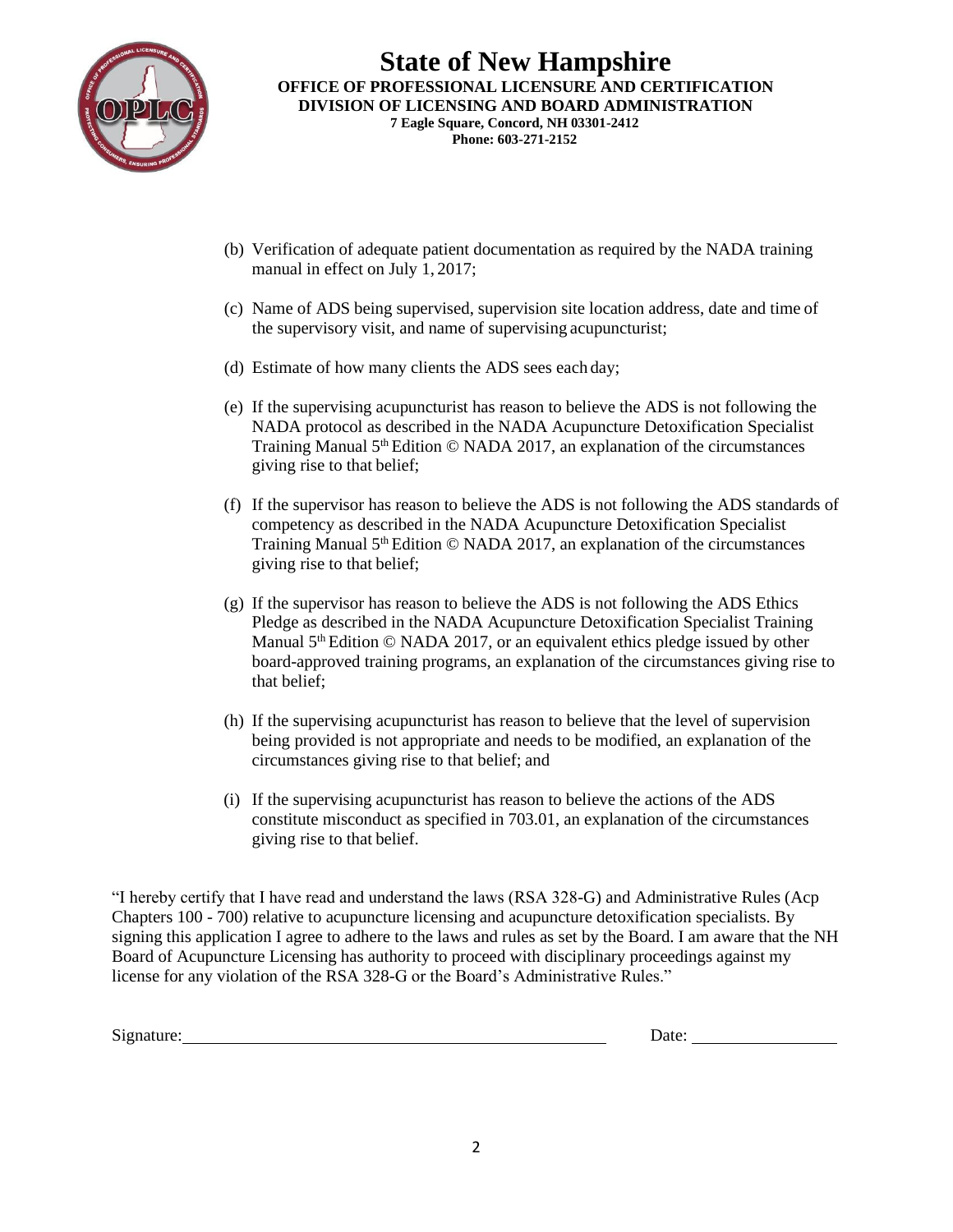# State of New Hampshire

**OFFICE OF PROFESSIONAL LICENSURE AND CERTIFICATION**
**DIVISION OF LICENSING AND BOARD ADMINISTRATION**
**7 Eagle Square, Concord, NH 03301-2412**
**Phone: 603-271-2152**

(b) Verification of adequate patient documentation as required by the NADA training manual in effect on July 1, 2017;

(c) Name of ADS being supervised, supervision site location address, date and time of the supervisory visit, and name of supervising acupuncturist;

(d) Estimate of how many clients the ADS sees each day;

(e) If the supervising acupuncturist has reason to believe the ADS is not following the NADA protocol as described in the NADA Acupuncture Detoxification Specialist Training Manual 5th Edition © NADA 2017, an explanation of the circumstances giving rise to that belief;

(f) If the supervisor has reason to believe the ADS is not following the ADS standards of competency as described in the NADA Acupuncture Detoxification Specialist Training Manual 5th Edition © NADA 2017, an explanation of the circumstances giving rise to that belief;

(g) If the supervisor has reason to believe the ADS is not following the ADS Ethics Pledge as described in the NADA Acupuncture Detoxification Specialist Training Manual 5th Edition © NADA 2017, or an equivalent ethics pledge issued by other board-approved training programs, an explanation of the circumstances giving rise to that belief;

(h) If the supervising acupuncturist has reason to believe that the level of supervision being provided is not appropriate and needs to be modified, an explanation of the circumstances giving rise to that belief; and

(i) If the supervising acupuncturist has reason to believe the actions of the ADS constitute misconduct as specified in 703.01, an explanation of the circumstances giving rise to that belief.

"I hereby certify that I have read and understand the laws (RSA 328-G) and Administrative Rules (Acp Chapters 100 - 700) relative to acupuncture licensing and acupuncture detoxification specialists. By signing this application I agree to adhere to the laws and rules as set by the Board. I am aware that the NH Board of Acupuncture Licensing has authority to proceed with disciplinary proceedings against my license for any violation of the RSA 328-G or the Board's Administrative Rules."

Signature:\_\_\_\_\_\_\_\_\_\_\_\_\_\_\_\_\_\_\_\_\_\_\_\_\_\_\_\_\_\_\_\_\_\_\_\_ Date: \_\_\_\_\_\_\_\_\_\_\_\_\_\_\_\_